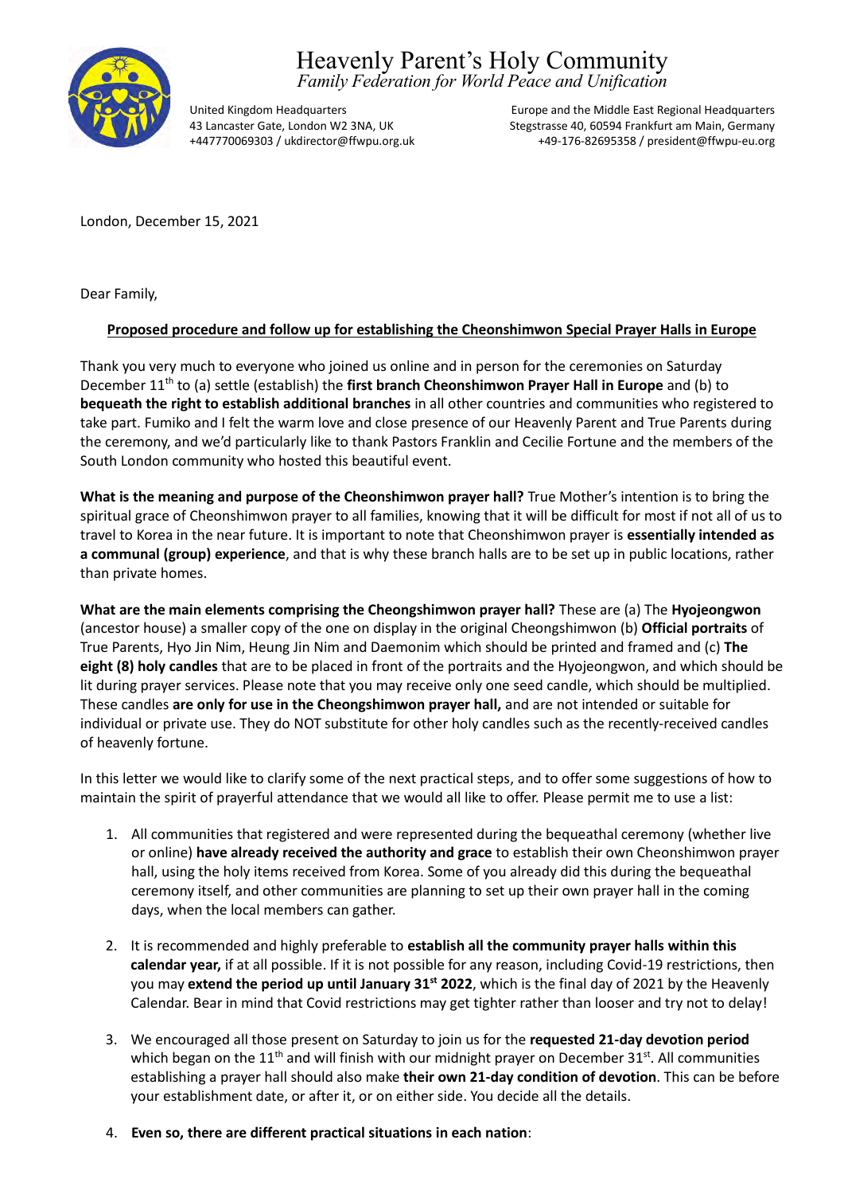# Heavenly Parent's Holy Community

*Family Federation for World Peace and Unification*

United Kingdom Headquarters
43 Lancaster Gate, London W2 3NA, UK
+447770069303 / ukdirector@ffwpu.org.uk

Europe and the Middle East Regional Headquarters
Stegstrasse 40, 60594 Frankfurt am Main, Germany
+49-176-82695358 / president@ffwpu-eu.org

London, December 15, 2021

Dear Family,

**Proposed procedure and follow up for establishing the Cheonshimwon Special Prayer Halls in Europe**

Thank you very much to everyone who joined us online and in person for the ceremonies on Saturday December 11th to (a) settle (establish) the **first branch Cheonshimwon Prayer Hall in Europe** and (b) to **bequeath the right to establish additional branches** in all other countries and communities who registered to take part. Fumiko and I felt the warm love and close presence of our Heavenly Parent and True Parents during the ceremony, and we'd particularly like to thank Pastors Franklin and Cecilie Fortune and the members of the South London community who hosted this beautiful event.

**What is the meaning and purpose of the Cheonshimwon prayer hall?** True Mother's intention is to bring the spiritual grace of Cheonshimwon prayer to all families, knowing that it will be difficult for most if not all of us to travel to Korea in the near future. It is important to note that Cheonshimwon prayer is **essentially intended as a communal (group) experience**, and that is why these branch halls are to be set up in public locations, rather than private homes.

**What are the main elements comprising the Cheongshimwon prayer hall?** These are (a) The **Hyojeongwon** (ancestor house) a smaller copy of the one on display in the original Cheongshimwon (b) **Official portraits** of True Parents, Hyo Jin Nim, Heung Jin Nim and Daemonim which should be printed and framed and (c) **The eight (8) holy candles** that are to be placed in front of the portraits and the Hyojeongwon, and which should be lit during prayer services. Please note that you may receive only one seed candle, which should be multiplied. These candles **are only for use in the Cheongshimwon prayer hall,** and are not intended or suitable for individual or private use. They do NOT substitute for other holy candles such as the recently-received candles of heavenly fortune.

In this letter we would like to clarify some of the next practical steps, and to offer some suggestions of how to maintain the spirit of prayerful attendance that we would all like to offer. Please permit me to use a list:

1. All communities that registered and were represented during the bequeathal ceremony (whether live or online) **have already received the authority and grace** to establish their own Cheonshimwon prayer hall, using the holy items received from Korea. Some of you already did this during the bequeathal ceremony itself, and other communities are planning to set up their own prayer hall in the coming days, when the local members can gather.
2. It is recommended and highly preferable to **establish all the community prayer halls within this calendar year,** if at all possible. If it is not possible for any reason, including Covid-19 restrictions, then you may **extend the period up until January 31st 2022**, which is the final day of 2021 by the Heavenly Calendar. Bear in mind that Covid restrictions may get tighter rather than looser and try not to delay!
3. We encouraged all those present on Saturday to join us for the **requested 21-day devotion period** which began on the 11th and will finish with our midnight prayer on December 31st. All communities establishing a prayer hall should also make **their own 21-day condition of devotion**. This can be before your establishment date, or after it, or on either side. You decide all the details.
4. **Even so, there are different practical situations in each nation**: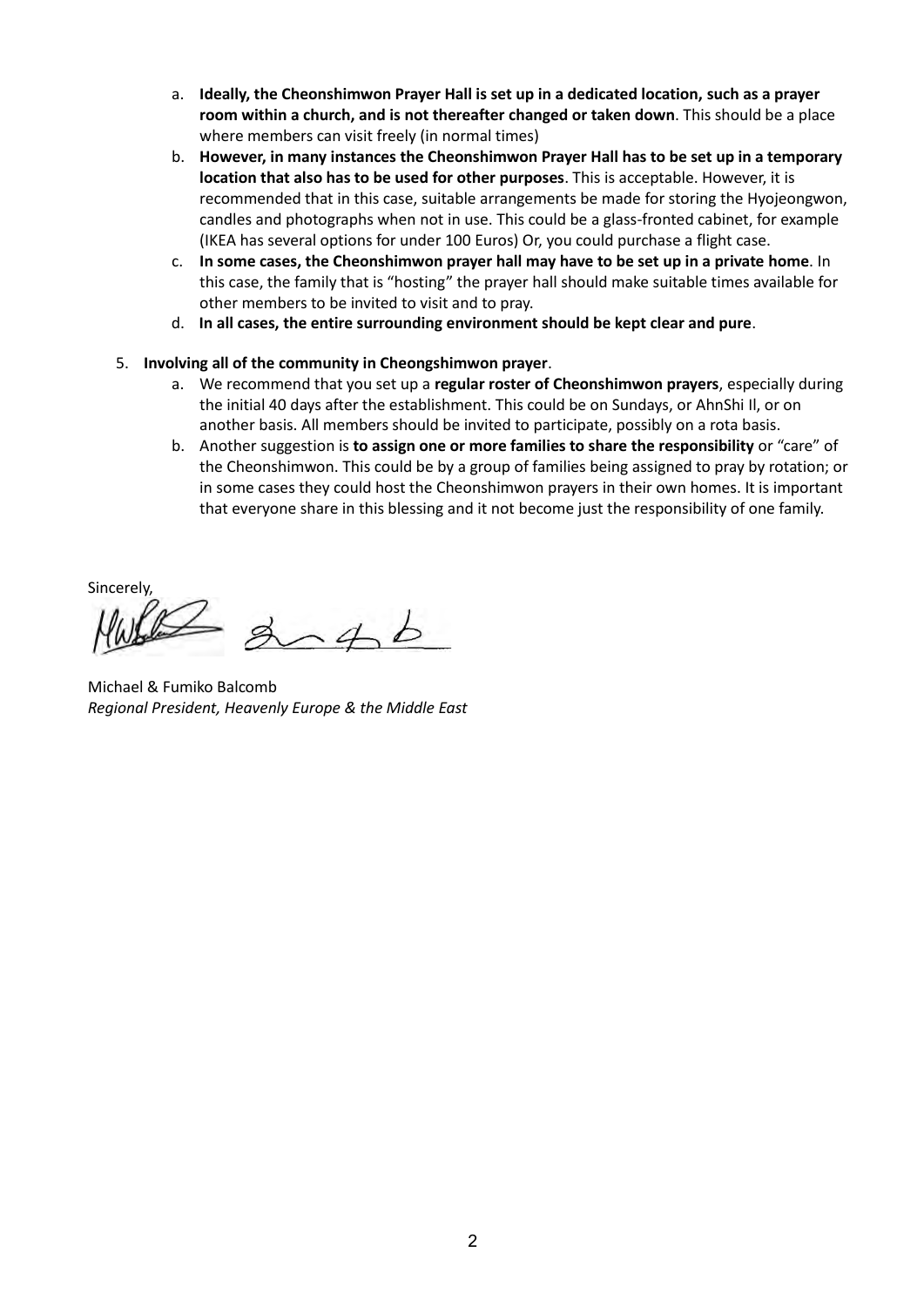a. **Ideally, the Cheonshimwon Prayer Hall is set up in a dedicated location, such as a prayer room within a church, and is not thereafter changed or taken down**. This should be a place where members can visit freely (in normal times)

b. **However, in many instances the Cheonshimwon Prayer Hall has to be set up in a temporary location that also has to be used for other purposes**. This is acceptable. However, it is recommended that in this case, suitable arrangements be made for storing the Hyojeongwon, candles and photographs when not in use. This could be a glass-fronted cabinet, for example (IKEA has several options for under 100 Euros) Or, you could purchase a flight case.

c. **In some cases, the Cheonshimwon prayer hall may have to be set up in a private home**. In this case, the family that is "hosting" the prayer hall should make suitable times available for other members to be invited to visit and to pray.

d. **In all cases, the entire surrounding environment should be kept clear and pure**.

5. **Involving all of the community in Cheongshimwon prayer**.

   a. We recommend that you set up a **regular roster of Cheonshimwon prayers**, especially during the initial 40 days after the establishment. This could be on Sundays, or AhnShi Il, or on another basis. All members should be invited to participate, possibly on a rota basis.

   b. Another suggestion is **to assign one or more families to share the responsibility** or "care" of the Cheonshimwon. This could be by a group of families being assigned to pray by rotation; or in some cases they could host the Cheonshimwon prayers in their own homes. It is important that everyone share in this blessing and it not become just the responsibility of one family.

Sincerely,

Michael & Fumiko Balcomb
*Regional President, Heavenly Europe & the Middle East*